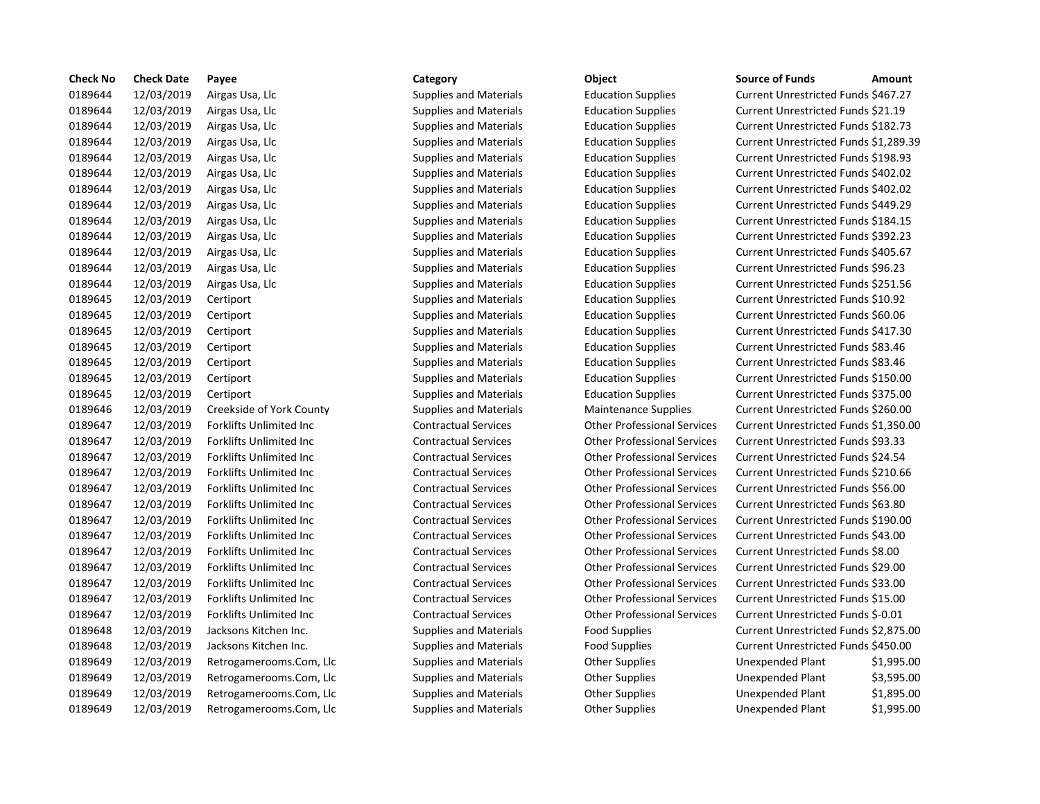| Check No | Check Date | Payee | Category | Object | Source of Funds | Amount |
| --- | --- | --- | --- | --- | --- | --- |
| 0189644 | 12/03/2019 | Airgas Usa, Llc | Supplies and Materials | Education Supplies | Current Unrestricted Funds | $467.27 |
| 0189644 | 12/03/2019 | Airgas Usa, Llc | Supplies and Materials | Education Supplies | Current Unrestricted Funds | $21.19 |
| 0189644 | 12/03/2019 | Airgas Usa, Llc | Supplies and Materials | Education Supplies | Current Unrestricted Funds | $182.73 |
| 0189644 | 12/03/2019 | Airgas Usa, Llc | Supplies and Materials | Education Supplies | Current Unrestricted Funds | $1,289.39 |
| 0189644 | 12/03/2019 | Airgas Usa, Llc | Supplies and Materials | Education Supplies | Current Unrestricted Funds | $198.93 |
| 0189644 | 12/03/2019 | Airgas Usa, Llc | Supplies and Materials | Education Supplies | Current Unrestricted Funds | $402.02 |
| 0189644 | 12/03/2019 | Airgas Usa, Llc | Supplies and Materials | Education Supplies | Current Unrestricted Funds | $402.02 |
| 0189644 | 12/03/2019 | Airgas Usa, Llc | Supplies and Materials | Education Supplies | Current Unrestricted Funds | $449.29 |
| 0189644 | 12/03/2019 | Airgas Usa, Llc | Supplies and Materials | Education Supplies | Current Unrestricted Funds | $184.15 |
| 0189644 | 12/03/2019 | Airgas Usa, Llc | Supplies and Materials | Education Supplies | Current Unrestricted Funds | $392.23 |
| 0189644 | 12/03/2019 | Airgas Usa, Llc | Supplies and Materials | Education Supplies | Current Unrestricted Funds | $405.67 |
| 0189644 | 12/03/2019 | Airgas Usa, Llc | Supplies and Materials | Education Supplies | Current Unrestricted Funds | $96.23 |
| 0189644 | 12/03/2019 | Airgas Usa, Llc | Supplies and Materials | Education Supplies | Current Unrestricted Funds | $251.56 |
| 0189645 | 12/03/2019 | Certiport | Supplies and Materials | Education Supplies | Current Unrestricted Funds | $10.92 |
| 0189645 | 12/03/2019 | Certiport | Supplies and Materials | Education Supplies | Current Unrestricted Funds | $60.06 |
| 0189645 | 12/03/2019 | Certiport | Supplies and Materials | Education Supplies | Current Unrestricted Funds | $417.30 |
| 0189645 | 12/03/2019 | Certiport | Supplies and Materials | Education Supplies | Current Unrestricted Funds | $83.46 |
| 0189645 | 12/03/2019 | Certiport | Supplies and Materials | Education Supplies | Current Unrestricted Funds | $83.46 |
| 0189645 | 12/03/2019 | Certiport | Supplies and Materials | Education Supplies | Current Unrestricted Funds | $150.00 |
| 0189645 | 12/03/2019 | Certiport | Supplies and Materials | Education Supplies | Current Unrestricted Funds | $375.00 |
| 0189646 | 12/03/2019 | Creekside of York County | Supplies and Materials | Maintenance Supplies | Current Unrestricted Funds | $260.00 |
| 0189647 | 12/03/2019 | Forklifts Unlimited Inc | Contractual Services | Other Professional Services | Current Unrestricted Funds | $1,350.00 |
| 0189647 | 12/03/2019 | Forklifts Unlimited Inc | Contractual Services | Other Professional Services | Current Unrestricted Funds | $93.33 |
| 0189647 | 12/03/2019 | Forklifts Unlimited Inc | Contractual Services | Other Professional Services | Current Unrestricted Funds | $24.54 |
| 0189647 | 12/03/2019 | Forklifts Unlimited Inc | Contractual Services | Other Professional Services | Current Unrestricted Funds | $210.66 |
| 0189647 | 12/03/2019 | Forklifts Unlimited Inc | Contractual Services | Other Professional Services | Current Unrestricted Funds | $56.00 |
| 0189647 | 12/03/2019 | Forklifts Unlimited Inc | Contractual Services | Other Professional Services | Current Unrestricted Funds | $63.80 |
| 0189647 | 12/03/2019 | Forklifts Unlimited Inc | Contractual Services | Other Professional Services | Current Unrestricted Funds | $190.00 |
| 0189647 | 12/03/2019 | Forklifts Unlimited Inc | Contractual Services | Other Professional Services | Current Unrestricted Funds | $43.00 |
| 0189647 | 12/03/2019 | Forklifts Unlimited Inc | Contractual Services | Other Professional Services | Current Unrestricted Funds | $8.00 |
| 0189647 | 12/03/2019 | Forklifts Unlimited Inc | Contractual Services | Other Professional Services | Current Unrestricted Funds | $29.00 |
| 0189647 | 12/03/2019 | Forklifts Unlimited Inc | Contractual Services | Other Professional Services | Current Unrestricted Funds | $33.00 |
| 0189647 | 12/03/2019 | Forklifts Unlimited Inc | Contractual Services | Other Professional Services | Current Unrestricted Funds | $15.00 |
| 0189647 | 12/03/2019 | Forklifts Unlimited Inc | Contractual Services | Other Professional Services | Current Unrestricted Funds | $-0.01 |
| 0189648 | 12/03/2019 | Jacksons Kitchen Inc. | Supplies and Materials | Food Supplies | Current Unrestricted Funds | $2,875.00 |
| 0189648 | 12/03/2019 | Jacksons Kitchen Inc. | Supplies and Materials | Food Supplies | Current Unrestricted Funds | $450.00 |
| 0189649 | 12/03/2019 | Retrogamerooms.Com, Llc | Supplies and Materials | Other Supplies | Unexpended Plant | $1,995.00 |
| 0189649 | 12/03/2019 | Retrogamerooms.Com, Llc | Supplies and Materials | Other Supplies | Unexpended Plant | $3,595.00 |
| 0189649 | 12/03/2019 | Retrogamerooms.Com, Llc | Supplies and Materials | Other Supplies | Unexpended Plant | $1,895.00 |
| 0189649 | 12/03/2019 | Retrogamerooms.Com, Llc | Supplies and Materials | Other Supplies | Unexpended Plant | $1,995.00 |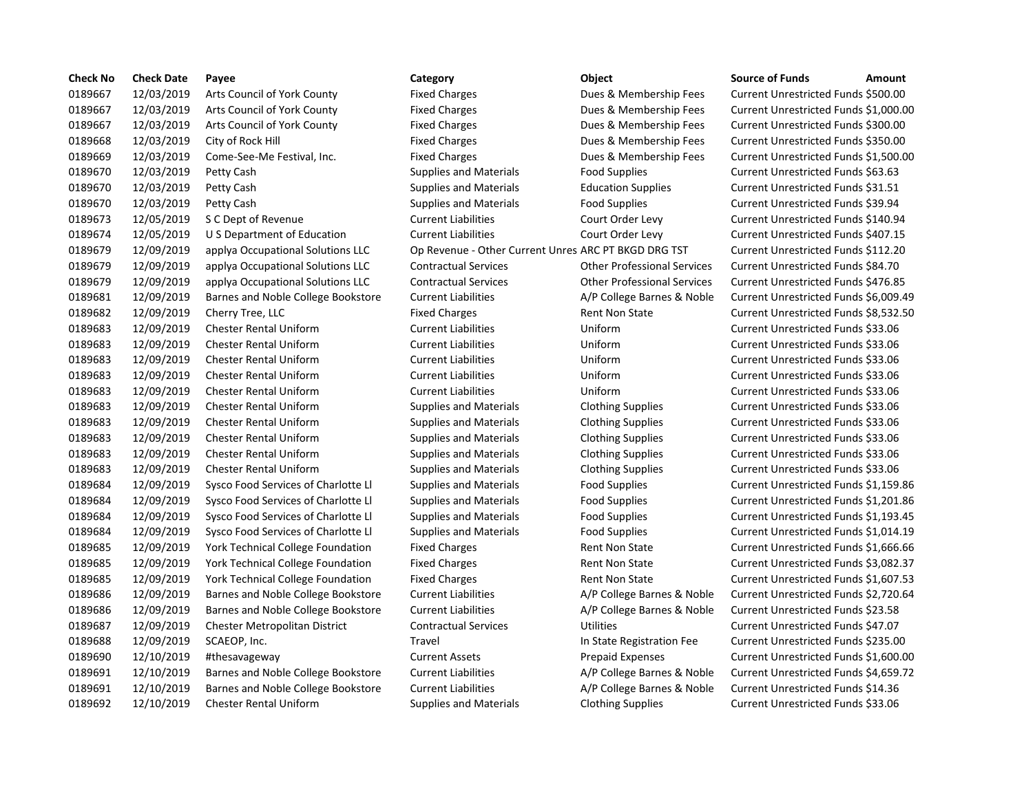| Check No | Check Date | Payee | Category | Object | Source of Funds | Amount |
|---|---|---|---|---|---|---|
| 0189667 | 12/03/2019 | Arts Council of York County | Fixed Charges | Dues & Membership Fees | Current Unrestricted Funds | $500.00 |
| 0189667 | 12/03/2019 | Arts Council of York County | Fixed Charges | Dues & Membership Fees | Current Unrestricted Funds | $1,000.00 |
| 0189667 | 12/03/2019 | Arts Council of York County | Fixed Charges | Dues & Membership Fees | Current Unrestricted Funds | $300.00 |
| 0189668 | 12/03/2019 | City of Rock Hill | Fixed Charges | Dues & Membership Fees | Current Unrestricted Funds | $350.00 |
| 0189669 | 12/03/2019 | Come-See-Me Festival, Inc. | Fixed Charges | Dues & Membership Fees | Current Unrestricted Funds | $1,500.00 |
| 0189670 | 12/03/2019 | Petty Cash | Supplies and Materials | Food Supplies | Current Unrestricted Funds | $63.63 |
| 0189670 | 12/03/2019 | Petty Cash | Supplies and Materials | Education Supplies | Current Unrestricted Funds | $31.51 |
| 0189670 | 12/03/2019 | Petty Cash | Supplies and Materials | Food Supplies | Current Unrestricted Funds | $39.94 |
| 0189673 | 12/05/2019 | S C Dept of Revenue | Current Liabilities | Court Order Levy | Current Unrestricted Funds | $140.94 |
| 0189674 | 12/05/2019 | U S Department of Education | Current Liabilities | Court Order Levy | Current Unrestricted Funds | $407.15 |
| 0189679 | 12/09/2019 | applya Occupational Solutions LLC | Op Revenue - Other Current Unres | ARC PT BKGD DRG TST | Current Unrestricted Funds | $112.20 |
| 0189679 | 12/09/2019 | applya Occupational Solutions LLC | Contractual Services | Other Professional Services | Current Unrestricted Funds | $84.70 |
| 0189679 | 12/09/2019 | applya Occupational Solutions LLC | Contractual Services | Other Professional Services | Current Unrestricted Funds | $476.85 |
| 0189681 | 12/09/2019 | Barnes and Noble College Bookstore | Current Liabilities | A/P College Barnes & Noble | Current Unrestricted Funds | $6,009.49 |
| 0189682 | 12/09/2019 | Cherry Tree, LLC | Fixed Charges | Rent Non State | Current Unrestricted Funds | $8,532.50 |
| 0189683 | 12/09/2019 | Chester Rental Uniform | Current Liabilities | Uniform | Current Unrestricted Funds | $33.06 |
| 0189683 | 12/09/2019 | Chester Rental Uniform | Current Liabilities | Uniform | Current Unrestricted Funds | $33.06 |
| 0189683 | 12/09/2019 | Chester Rental Uniform | Current Liabilities | Uniform | Current Unrestricted Funds | $33.06 |
| 0189683 | 12/09/2019 | Chester Rental Uniform | Current Liabilities | Uniform | Current Unrestricted Funds | $33.06 |
| 0189683 | 12/09/2019 | Chester Rental Uniform | Current Liabilities | Uniform | Current Unrestricted Funds | $33.06 |
| 0189683 | 12/09/2019 | Chester Rental Uniform | Supplies and Materials | Clothing Supplies | Current Unrestricted Funds | $33.06 |
| 0189683 | 12/09/2019 | Chester Rental Uniform | Supplies and Materials | Clothing Supplies | Current Unrestricted Funds | $33.06 |
| 0189683 | 12/09/2019 | Chester Rental Uniform | Supplies and Materials | Clothing Supplies | Current Unrestricted Funds | $33.06 |
| 0189683 | 12/09/2019 | Chester Rental Uniform | Supplies and Materials | Clothing Supplies | Current Unrestricted Funds | $33.06 |
| 0189683 | 12/09/2019 | Chester Rental Uniform | Supplies and Materials | Clothing Supplies | Current Unrestricted Funds | $33.06 |
| 0189684 | 12/09/2019 | Sysco Food Services of Charlotte Ll | Supplies and Materials | Food Supplies | Current Unrestricted Funds | $1,159.86 |
| 0189684 | 12/09/2019 | Sysco Food Services of Charlotte Ll | Supplies and Materials | Food Supplies | Current Unrestricted Funds | $1,201.86 |
| 0189684 | 12/09/2019 | Sysco Food Services of Charlotte Ll | Supplies and Materials | Food Supplies | Current Unrestricted Funds | $1,193.45 |
| 0189684 | 12/09/2019 | Sysco Food Services of Charlotte Ll | Supplies and Materials | Food Supplies | Current Unrestricted Funds | $1,014.19 |
| 0189685 | 12/09/2019 | York Technical College Foundation | Fixed Charges | Rent Non State | Current Unrestricted Funds | $1,666.66 |
| 0189685 | 12/09/2019 | York Technical College Foundation | Fixed Charges | Rent Non State | Current Unrestricted Funds | $3,082.37 |
| 0189685 | 12/09/2019 | York Technical College Foundation | Fixed Charges | Rent Non State | Current Unrestricted Funds | $1,607.53 |
| 0189686 | 12/09/2019 | Barnes and Noble College Bookstore | Current Liabilities | A/P College Barnes & Noble | Current Unrestricted Funds | $2,720.64 |
| 0189686 | 12/09/2019 | Barnes and Noble College Bookstore | Current Liabilities | A/P College Barnes & Noble | Current Unrestricted Funds | $23.58 |
| 0189687 | 12/09/2019 | Chester Metropolitan District | Contractual Services | Utilities | Current Unrestricted Funds | $47.07 |
| 0189688 | 12/09/2019 | SCAEOP, Inc. | Travel | In State Registration Fee | Current Unrestricted Funds | $235.00 |
| 0189690 | 12/10/2019 | #thesavageway | Current Assets | Prepaid Expenses | Current Unrestricted Funds | $1,600.00 |
| 0189691 | 12/10/2019 | Barnes and Noble College Bookstore | Current Liabilities | A/P College Barnes & Noble | Current Unrestricted Funds | $4,659.72 |
| 0189691 | 12/10/2019 | Barnes and Noble College Bookstore | Current Liabilities | A/P College Barnes & Noble | Current Unrestricted Funds | $14.36 |
| 0189692 | 12/10/2019 | Chester Rental Uniform | Supplies and Materials | Clothing Supplies | Current Unrestricted Funds | $33.06 |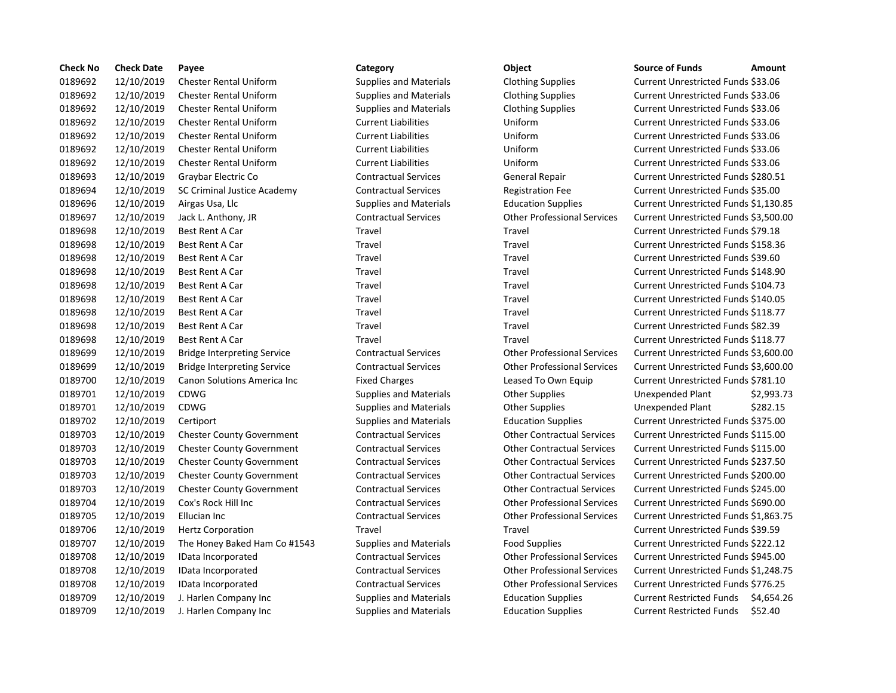| Check No | Check Date | Payee | Category | Object | Source of Funds | Amount |
| --- | --- | --- | --- | --- | --- | --- |
| 0189692 | 12/10/2019 | Chester Rental Uniform | Supplies and Materials | Clothing Supplies | Current Unrestricted Funds | $33.06 |
| 0189692 | 12/10/2019 | Chester Rental Uniform | Supplies and Materials | Clothing Supplies | Current Unrestricted Funds | $33.06 |
| 0189692 | 12/10/2019 | Chester Rental Uniform | Supplies and Materials | Clothing Supplies | Current Unrestricted Funds | $33.06 |
| 0189692 | 12/10/2019 | Chester Rental Uniform | Current Liabilities | Uniform | Current Unrestricted Funds | $33.06 |
| 0189692 | 12/10/2019 | Chester Rental Uniform | Current Liabilities | Uniform | Current Unrestricted Funds | $33.06 |
| 0189692 | 12/10/2019 | Chester Rental Uniform | Current Liabilities | Uniform | Current Unrestricted Funds | $33.06 |
| 0189692 | 12/10/2019 | Chester Rental Uniform | Current Liabilities | Uniform | Current Unrestricted Funds | $33.06 |
| 0189693 | 12/10/2019 | Graybar Electric Co | Contractual Services | General Repair | Current Unrestricted Funds | $280.51 |
| 0189694 | 12/10/2019 | SC Criminal Justice Academy | Contractual Services | Registration Fee | Current Unrestricted Funds | $35.00 |
| 0189696 | 12/10/2019 | Airgas Usa, Llc | Supplies and Materials | Education Supplies | Current Unrestricted Funds | $1,130.85 |
| 0189697 | 12/10/2019 | Jack L. Anthony, JR | Contractual Services | Other Professional Services | Current Unrestricted Funds | $3,500.00 |
| 0189698 | 12/10/2019 | Best Rent A Car | Travel | Travel | Current Unrestricted Funds | $79.18 |
| 0189698 | 12/10/2019 | Best Rent A Car | Travel | Travel | Current Unrestricted Funds | $158.36 |
| 0189698 | 12/10/2019 | Best Rent A Car | Travel | Travel | Current Unrestricted Funds | $39.60 |
| 0189698 | 12/10/2019 | Best Rent A Car | Travel | Travel | Current Unrestricted Funds | $148.90 |
| 0189698 | 12/10/2019 | Best Rent A Car | Travel | Travel | Current Unrestricted Funds | $104.73 |
| 0189698 | 12/10/2019 | Best Rent A Car | Travel | Travel | Current Unrestricted Funds | $140.05 |
| 0189698 | 12/10/2019 | Best Rent A Car | Travel | Travel | Current Unrestricted Funds | $118.77 |
| 0189698 | 12/10/2019 | Best Rent A Car | Travel | Travel | Current Unrestricted Funds | $82.39 |
| 0189698 | 12/10/2019 | Best Rent A Car | Travel | Travel | Current Unrestricted Funds | $118.77 |
| 0189699 | 12/10/2019 | Bridge Interpreting Service | Contractual Services | Other Professional Services | Current Unrestricted Funds | $3,600.00 |
| 0189699 | 12/10/2019 | Bridge Interpreting Service | Contractual Services | Other Professional Services | Current Unrestricted Funds | $3,600.00 |
| 0189700 | 12/10/2019 | Canon Solutions America Inc | Fixed Charges | Leased To Own Equip | Current Unrestricted Funds | $781.10 |
| 0189701 | 12/10/2019 | CDWG | Supplies and Materials | Other Supplies | Unexpended Plant | $2,993.73 |
| 0189701 | 12/10/2019 | CDWG | Supplies and Materials | Other Supplies | Unexpended Plant | $282.15 |
| 0189702 | 12/10/2019 | Certiport | Supplies and Materials | Education Supplies | Current Unrestricted Funds | $375.00 |
| 0189703 | 12/10/2019 | Chester County Government | Contractual Services | Other Contractual Services | Current Unrestricted Funds | $115.00 |
| 0189703 | 12/10/2019 | Chester County Government | Contractual Services | Other Contractual Services | Current Unrestricted Funds | $115.00 |
| 0189703 | 12/10/2019 | Chester County Government | Contractual Services | Other Contractual Services | Current Unrestricted Funds | $237.50 |
| 0189703 | 12/10/2019 | Chester County Government | Contractual Services | Other Contractual Services | Current Unrestricted Funds | $200.00 |
| 0189703 | 12/10/2019 | Chester County Government | Contractual Services | Other Contractual Services | Current Unrestricted Funds | $245.00 |
| 0189704 | 12/10/2019 | Cox's Rock Hill Inc | Contractual Services | Other Professional Services | Current Unrestricted Funds | $690.00 |
| 0189705 | 12/10/2019 | Ellucian Inc | Contractual Services | Other Professional Services | Current Unrestricted Funds | $1,863.75 |
| 0189706 | 12/10/2019 | Hertz Corporation | Travel | Travel | Current Unrestricted Funds | $39.59 |
| 0189707 | 12/10/2019 | The Honey Baked Ham Co #1543 | Supplies and Materials | Food Supplies | Current Unrestricted Funds | $222.12 |
| 0189708 | 12/10/2019 | IData Incorporated | Contractual Services | Other Professional Services | Current Unrestricted Funds | $945.00 |
| 0189708 | 12/10/2019 | IData Incorporated | Contractual Services | Other Professional Services | Current Unrestricted Funds | $1,248.75 |
| 0189708 | 12/10/2019 | IData Incorporated | Contractual Services | Other Professional Services | Current Unrestricted Funds | $776.25 |
| 0189709 | 12/10/2019 | J. Harlen Company Inc | Supplies and Materials | Education Supplies | Current Restricted Funds | $4,654.26 |
| 0189709 | 12/10/2019 | J. Harlen Company Inc | Supplies and Materials | Education Supplies | Current Restricted Funds | $52.40 |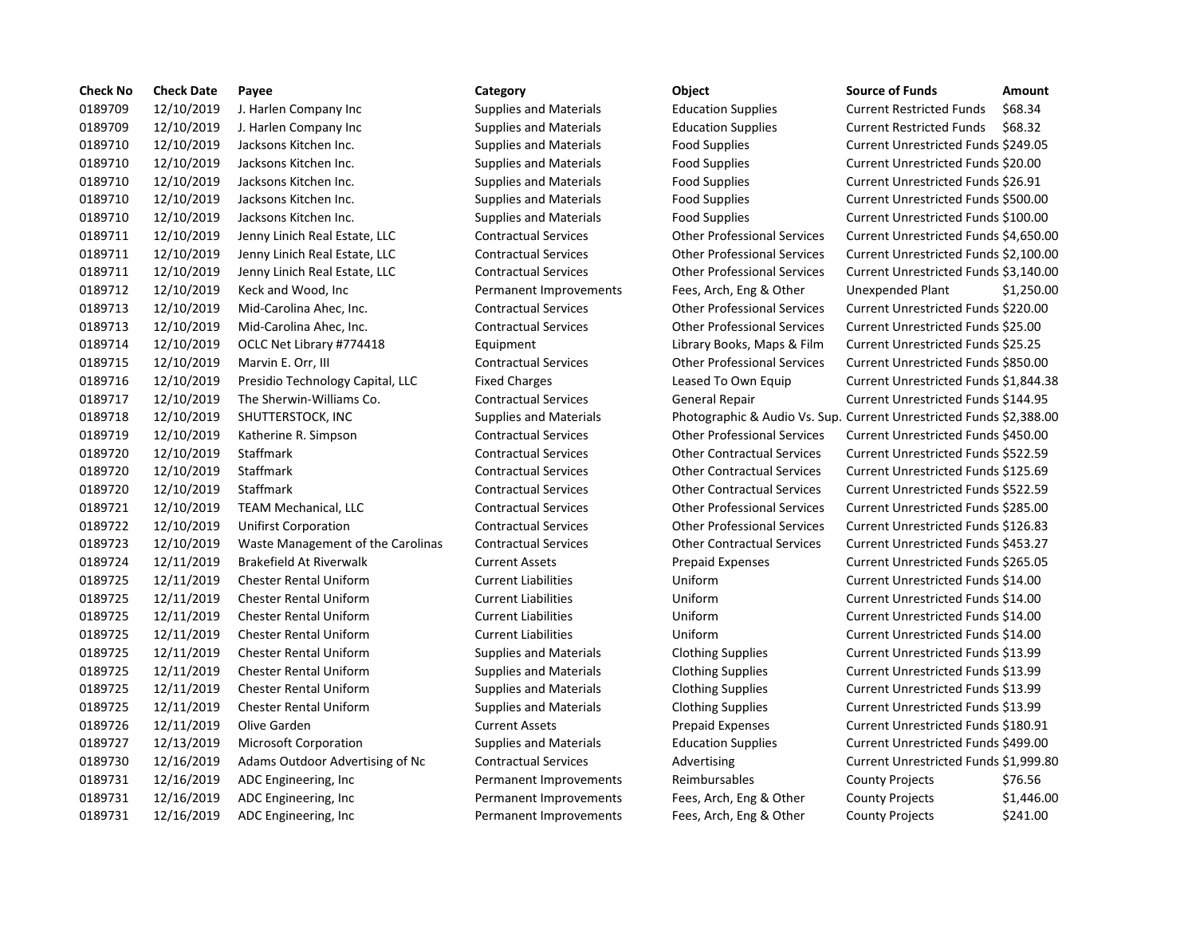| Check No | Check Date | Payee | Category | Object | Source of Funds | Amount |
| --- | --- | --- | --- | --- | --- | --- |
| 0189709 | 12/10/2019 | J. Harlen Company Inc | Supplies and Materials | Education Supplies | Current Restricted Funds | $68.34 |
| 0189709 | 12/10/2019 | J. Harlen Company Inc | Supplies and Materials | Education Supplies | Current Restricted Funds | $68.32 |
| 0189710 | 12/10/2019 | Jacksons Kitchen Inc. | Supplies and Materials | Food Supplies | Current Unrestricted Funds | $249.05 |
| 0189710 | 12/10/2019 | Jacksons Kitchen Inc. | Supplies and Materials | Food Supplies | Current Unrestricted Funds | $20.00 |
| 0189710 | 12/10/2019 | Jacksons Kitchen Inc. | Supplies and Materials | Food Supplies | Current Unrestricted Funds | $26.91 |
| 0189710 | 12/10/2019 | Jacksons Kitchen Inc. | Supplies and Materials | Food Supplies | Current Unrestricted Funds | $500.00 |
| 0189710 | 12/10/2019 | Jacksons Kitchen Inc. | Supplies and Materials | Food Supplies | Current Unrestricted Funds | $100.00 |
| 0189711 | 12/10/2019 | Jenny Linich Real Estate, LLC | Contractual Services | Other Professional Services | Current Unrestricted Funds | $4,650.00 |
| 0189711 | 12/10/2019 | Jenny Linich Real Estate, LLC | Contractual Services | Other Professional Services | Current Unrestricted Funds | $2,100.00 |
| 0189711 | 12/10/2019 | Jenny Linich Real Estate, LLC | Contractual Services | Other Professional Services | Current Unrestricted Funds | $3,140.00 |
| 0189712 | 12/10/2019 | Keck and Wood, Inc | Permanent Improvements | Fees, Arch, Eng & Other | Unexpended Plant | $1,250.00 |
| 0189713 | 12/10/2019 | Mid-Carolina Ahec, Inc. | Contractual Services | Other Professional Services | Current Unrestricted Funds | $220.00 |
| 0189713 | 12/10/2019 | Mid-Carolina Ahec, Inc. | Contractual Services | Other Professional Services | Current Unrestricted Funds | $25.00 |
| 0189714 | 12/10/2019 | OCLC Net Library #774418 | Equipment | Library Books, Maps & Film | Current Unrestricted Funds | $25.25 |
| 0189715 | 12/10/2019 | Marvin E. Orr, III | Contractual Services | Other Professional Services | Current Unrestricted Funds | $850.00 |
| 0189716 | 12/10/2019 | Presidio Technology Capital, LLC | Fixed Charges | Leased To Own Equip | Current Unrestricted Funds | $1,844.38 |
| 0189717 | 12/10/2019 | The Sherwin-Williams Co. | Contractual Services | General Repair | Current Unrestricted Funds | $144.95 |
| 0189718 | 12/10/2019 | SHUTTERSTOCK, INC | Supplies and Materials | Photographic & Audio Vs. Sup. | Current Unrestricted Funds | $2,388.00 |
| 0189719 | 12/10/2019 | Katherine R. Simpson | Contractual Services | Other Professional Services | Current Unrestricted Funds | $450.00 |
| 0189720 | 12/10/2019 | Staffmark | Contractual Services | Other Contractual Services | Current Unrestricted Funds | $522.59 |
| 0189720 | 12/10/2019 | Staffmark | Contractual Services | Other Contractual Services | Current Unrestricted Funds | $125.69 |
| 0189720 | 12/10/2019 | Staffmark | Contractual Services | Other Contractual Services | Current Unrestricted Funds | $522.59 |
| 0189721 | 12/10/2019 | TEAM Mechanical, LLC | Contractual Services | Other Professional Services | Current Unrestricted Funds | $285.00 |
| 0189722 | 12/10/2019 | Unifirst Corporation | Contractual Services | Other Professional Services | Current Unrestricted Funds | $126.83 |
| 0189723 | 12/10/2019 | Waste Management of the Carolinas | Contractual Services | Other Contractual Services | Current Unrestricted Funds | $453.27 |
| 0189724 | 12/11/2019 | Brakefield At Riverwalk | Current Assets | Prepaid Expenses | Current Unrestricted Funds | $265.05 |
| 0189725 | 12/11/2019 | Chester Rental Uniform | Current Liabilities | Uniform | Current Unrestricted Funds | $14.00 |
| 0189725 | 12/11/2019 | Chester Rental Uniform | Current Liabilities | Uniform | Current Unrestricted Funds | $14.00 |
| 0189725 | 12/11/2019 | Chester Rental Uniform | Current Liabilities | Uniform | Current Unrestricted Funds | $14.00 |
| 0189725 | 12/11/2019 | Chester Rental Uniform | Current Liabilities | Uniform | Current Unrestricted Funds | $14.00 |
| 0189725 | 12/11/2019 | Chester Rental Uniform | Supplies and Materials | Clothing Supplies | Current Unrestricted Funds | $13.99 |
| 0189725 | 12/11/2019 | Chester Rental Uniform | Supplies and Materials | Clothing Supplies | Current Unrestricted Funds | $13.99 |
| 0189725 | 12/11/2019 | Chester Rental Uniform | Supplies and Materials | Clothing Supplies | Current Unrestricted Funds | $13.99 |
| 0189725 | 12/11/2019 | Chester Rental Uniform | Supplies and Materials | Clothing Supplies | Current Unrestricted Funds | $13.99 |
| 0189726 | 12/11/2019 | Olive Garden | Current Assets | Prepaid Expenses | Current Unrestricted Funds | $180.91 |
| 0189727 | 12/13/2019 | Microsoft Corporation | Supplies and Materials | Education Supplies | Current Unrestricted Funds | $499.00 |
| 0189730 | 12/16/2019 | Adams Outdoor Advertising of Nc | Contractual Services | Advertising | Current Unrestricted Funds | $1,999.80 |
| 0189731 | 12/16/2019 | ADC Engineering, Inc | Permanent Improvements | Reimbursables | County Projects | $76.56 |
| 0189731 | 12/16/2019 | ADC Engineering, Inc | Permanent Improvements | Fees, Arch, Eng & Other | County Projects | $1,446.00 |
| 0189731 | 12/16/2019 | ADC Engineering, Inc | Permanent Improvements | Fees, Arch, Eng & Other | County Projects | $241.00 |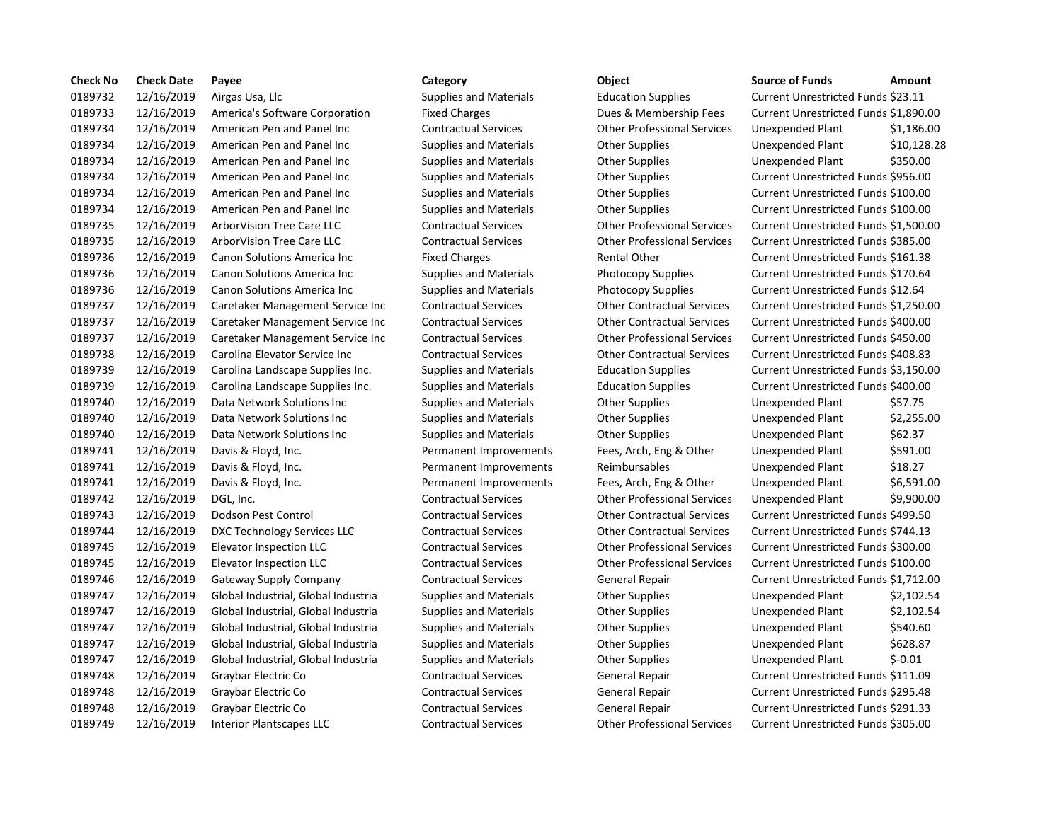| Check No | Check Date | Payee | Category | Object | Source of Funds | Amount |
|---|---|---|---|---|---|---|
| 0189732 | 12/16/2019 | Airgas Usa, Llc | Supplies and Materials | Education Supplies | Current Unrestricted Funds | $23.11 |
| 0189733 | 12/16/2019 | America's Software Corporation | Fixed Charges | Dues & Membership Fees | Current Unrestricted Funds | $1,890.00 |
| 0189734 | 12/16/2019 | American Pen and Panel Inc | Contractual Services | Other Professional Services | Unexpended Plant | $1,186.00 |
| 0189734 | 12/16/2019 | American Pen and Panel Inc | Supplies and Materials | Other Supplies | Unexpended Plant | $10,128.28 |
| 0189734 | 12/16/2019 | American Pen and Panel Inc | Supplies and Materials | Other Supplies | Unexpended Plant | $350.00 |
| 0189734 | 12/16/2019 | American Pen and Panel Inc | Supplies and Materials | Other Supplies | Current Unrestricted Funds | $956.00 |
| 0189734 | 12/16/2019 | American Pen and Panel Inc | Supplies and Materials | Other Supplies | Current Unrestricted Funds | $100.00 |
| 0189734 | 12/16/2019 | American Pen and Panel Inc | Supplies and Materials | Other Supplies | Current Unrestricted Funds | $100.00 |
| 0189735 | 12/16/2019 | ArborVision Tree Care LLC | Contractual Services | Other Professional Services | Current Unrestricted Funds | $1,500.00 |
| 0189735 | 12/16/2019 | ArborVision Tree Care LLC | Contractual Services | Other Professional Services | Current Unrestricted Funds | $385.00 |
| 0189736 | 12/16/2019 | Canon Solutions America Inc | Fixed Charges | Rental Other | Current Unrestricted Funds | $161.38 |
| 0189736 | 12/16/2019 | Canon Solutions America Inc | Supplies and Materials | Photocopy Supplies | Current Unrestricted Funds | $170.64 |
| 0189736 | 12/16/2019 | Canon Solutions America Inc | Supplies and Materials | Photocopy Supplies | Current Unrestricted Funds | $12.64 |
| 0189737 | 12/16/2019 | Caretaker Management Service Inc | Contractual Services | Other Contractual Services | Current Unrestricted Funds | $1,250.00 |
| 0189737 | 12/16/2019 | Caretaker Management Service Inc | Contractual Services | Other Contractual Services | Current Unrestricted Funds | $400.00 |
| 0189737 | 12/16/2019 | Caretaker Management Service Inc | Contractual Services | Other Professional Services | Current Unrestricted Funds | $450.00 |
| 0189738 | 12/16/2019 | Carolina Elevator Service Inc | Contractual Services | Other Contractual Services | Current Unrestricted Funds | $408.83 |
| 0189739 | 12/16/2019 | Carolina Landscape Supplies Inc. | Supplies and Materials | Education Supplies | Current Unrestricted Funds | $3,150.00 |
| 0189739 | 12/16/2019 | Carolina Landscape Supplies Inc. | Supplies and Materials | Education Supplies | Current Unrestricted Funds | $400.00 |
| 0189740 | 12/16/2019 | Data Network Solutions Inc | Supplies and Materials | Other Supplies | Unexpended Plant | $57.75 |
| 0189740 | 12/16/2019 | Data Network Solutions Inc | Supplies and Materials | Other Supplies | Unexpended Plant | $2,255.00 |
| 0189740 | 12/16/2019 | Data Network Solutions Inc | Supplies and Materials | Other Supplies | Unexpended Plant | $62.37 |
| 0189741 | 12/16/2019 | Davis & Floyd, Inc. | Permanent Improvements | Fees, Arch, Eng & Other | Unexpended Plant | $591.00 |
| 0189741 | 12/16/2019 | Davis & Floyd, Inc. | Permanent Improvements | Reimbursables | Unexpended Plant | $18.27 |
| 0189741 | 12/16/2019 | Davis & Floyd, Inc. | Permanent Improvements | Fees, Arch, Eng & Other | Unexpended Plant | $6,591.00 |
| 0189742 | 12/16/2019 | DGL, Inc. | Contractual Services | Other Professional Services | Unexpended Plant | $9,900.00 |
| 0189743 | 12/16/2019 | Dodson Pest Control | Contractual Services | Other Contractual Services | Current Unrestricted Funds | $499.50 |
| 0189744 | 12/16/2019 | DXC Technology Services LLC | Contractual Services | Other Contractual Services | Current Unrestricted Funds | $744.13 |
| 0189745 | 12/16/2019 | Elevator Inspection LLC | Contractual Services | Other Professional Services | Current Unrestricted Funds | $300.00 |
| 0189745 | 12/16/2019 | Elevator Inspection LLC | Contractual Services | Other Professional Services | Current Unrestricted Funds | $100.00 |
| 0189746 | 12/16/2019 | Gateway Supply Company | Contractual Services | General Repair | Current Unrestricted Funds | $1,712.00 |
| 0189747 | 12/16/2019 | Global Industrial, Global Industria | Supplies and Materials | Other Supplies | Unexpended Plant | $2,102.54 |
| 0189747 | 12/16/2019 | Global Industrial, Global Industria | Supplies and Materials | Other Supplies | Unexpended Plant | $2,102.54 |
| 0189747 | 12/16/2019 | Global Industrial, Global Industria | Supplies and Materials | Other Supplies | Unexpended Plant | $540.60 |
| 0189747 | 12/16/2019 | Global Industrial, Global Industria | Supplies and Materials | Other Supplies | Unexpended Plant | $628.87 |
| 0189747 | 12/16/2019 | Global Industrial, Global Industria | Supplies and Materials | Other Supplies | Unexpended Plant | $-0.01 |
| 0189748 | 12/16/2019 | Graybar Electric Co | Contractual Services | General Repair | Current Unrestricted Funds | $111.09 |
| 0189748 | 12/16/2019 | Graybar Electric Co | Contractual Services | General Repair | Current Unrestricted Funds | $295.48 |
| 0189748 | 12/16/2019 | Graybar Electric Co | Contractual Services | General Repair | Current Unrestricted Funds | $291.33 |
| 0189749 | 12/16/2019 | Interior Plantscapes LLC | Contractual Services | Other Professional Services | Current Unrestricted Funds | $305.00 |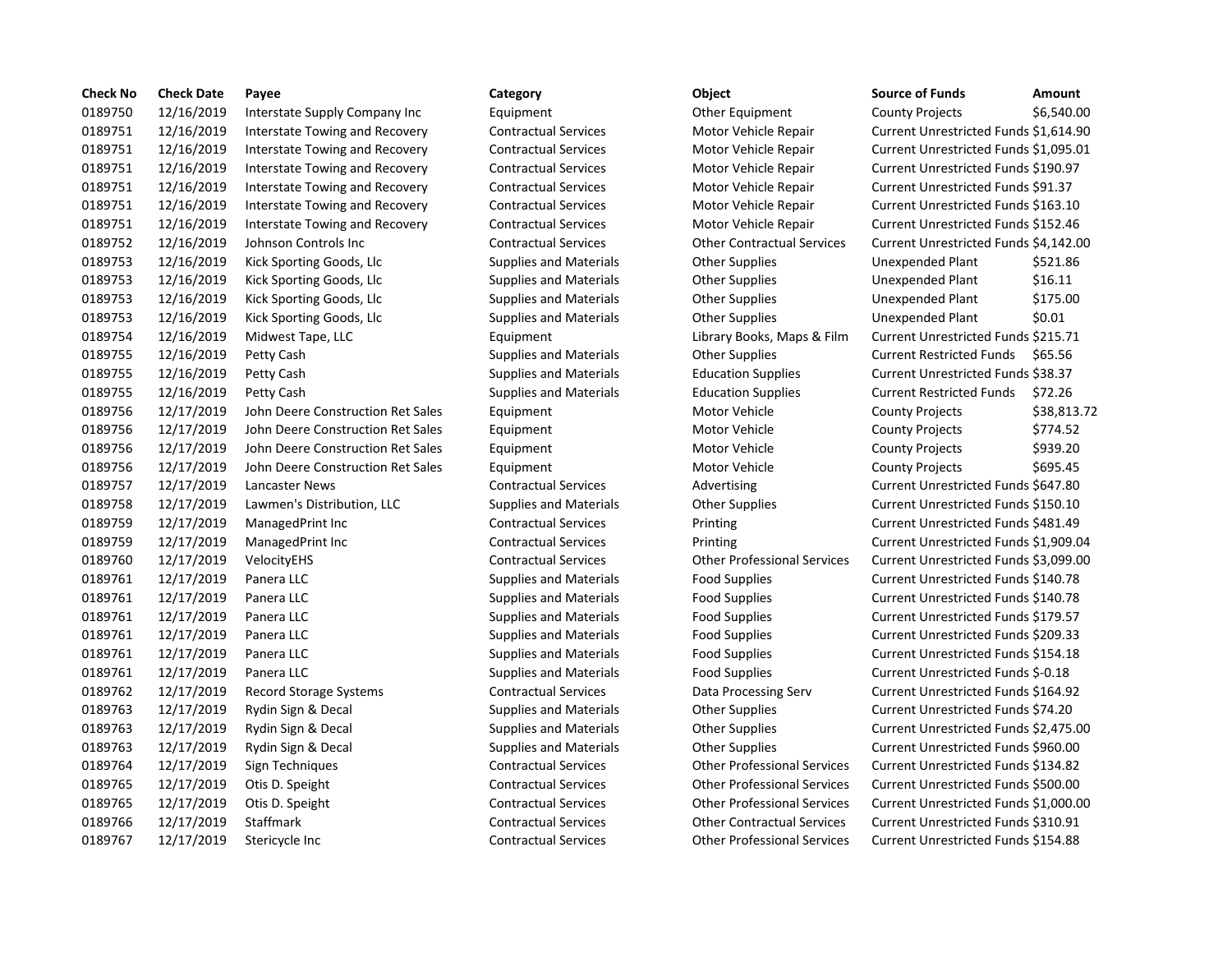| Check No | Check Date | Payee | Category | Object | Source of Funds | Amount |
| --- | --- | --- | --- | --- | --- | --- |
| 0189750 | 12/16/2019 | Interstate Supply Company Inc | Equipment | Other Equipment | County Projects | $6,540.00 |
| 0189751 | 12/16/2019 | Interstate Towing and Recovery | Contractual Services | Motor Vehicle Repair | Current Unrestricted Funds | $1,614.90 |
| 0189751 | 12/16/2019 | Interstate Towing and Recovery | Contractual Services | Motor Vehicle Repair | Current Unrestricted Funds | $1,095.01 |
| 0189751 | 12/16/2019 | Interstate Towing and Recovery | Contractual Services | Motor Vehicle Repair | Current Unrestricted Funds | $190.97 |
| 0189751 | 12/16/2019 | Interstate Towing and Recovery | Contractual Services | Motor Vehicle Repair | Current Unrestricted Funds | $91.37 |
| 0189751 | 12/16/2019 | Interstate Towing and Recovery | Contractual Services | Motor Vehicle Repair | Current Unrestricted Funds | $163.10 |
| 0189751 | 12/16/2019 | Interstate Towing and Recovery | Contractual Services | Motor Vehicle Repair | Current Unrestricted Funds | $152.46 |
| 0189752 | 12/16/2019 | Johnson Controls Inc | Contractual Services | Other Contractual Services | Current Unrestricted Funds | $4,142.00 |
| 0189753 | 12/16/2019 | Kick Sporting Goods, Llc | Supplies and Materials | Other Supplies | Unexpended Plant | $521.86 |
| 0189753 | 12/16/2019 | Kick Sporting Goods, Llc | Supplies and Materials | Other Supplies | Unexpended Plant | $16.11 |
| 0189753 | 12/16/2019 | Kick Sporting Goods, Llc | Supplies and Materials | Other Supplies | Unexpended Plant | $175.00 |
| 0189753 | 12/16/2019 | Kick Sporting Goods, Llc | Supplies and Materials | Other Supplies | Unexpended Plant | $0.01 |
| 0189754 | 12/16/2019 | Midwest Tape, LLC | Equipment | Library Books, Maps & Film | Current Unrestricted Funds | $215.71 |
| 0189755 | 12/16/2019 | Petty Cash | Supplies and Materials | Other Supplies | Current Restricted Funds | $65.56 |
| 0189755 | 12/16/2019 | Petty Cash | Supplies and Materials | Education Supplies | Current Unrestricted Funds | $38.37 |
| 0189755 | 12/16/2019 | Petty Cash | Supplies and Materials | Education Supplies | Current Restricted Funds | $72.26 |
| 0189756 | 12/17/2019 | John Deere Construction Ret Sales | Equipment | Motor Vehicle | County Projects | $38,813.72 |
| 0189756 | 12/17/2019 | John Deere Construction Ret Sales | Equipment | Motor Vehicle | County Projects | $774.52 |
| 0189756 | 12/17/2019 | John Deere Construction Ret Sales | Equipment | Motor Vehicle | County Projects | $939.20 |
| 0189756 | 12/17/2019 | John Deere Construction Ret Sales | Equipment | Motor Vehicle | County Projects | $695.45 |
| 0189757 | 12/17/2019 | Lancaster News | Contractual Services | Advertising | Current Unrestricted Funds | $647.80 |
| 0189758 | 12/17/2019 | Lawmen's Distribution, LLC | Supplies and Materials | Other Supplies | Current Unrestricted Funds | $150.10 |
| 0189759 | 12/17/2019 | ManagedPrint Inc | Contractual Services | Printing | Current Unrestricted Funds | $481.49 |
| 0189759 | 12/17/2019 | ManagedPrint Inc | Contractual Services | Printing | Current Unrestricted Funds | $1,909.04 |
| 0189760 | 12/17/2019 | VelocityEHS | Contractual Services | Other Professional Services | Current Unrestricted Funds | $3,099.00 |
| 0189761 | 12/17/2019 | Panera LLC | Supplies and Materials | Food Supplies | Current Unrestricted Funds | $140.78 |
| 0189761 | 12/17/2019 | Panera LLC | Supplies and Materials | Food Supplies | Current Unrestricted Funds | $140.78 |
| 0189761 | 12/17/2019 | Panera LLC | Supplies and Materials | Food Supplies | Current Unrestricted Funds | $179.57 |
| 0189761 | 12/17/2019 | Panera LLC | Supplies and Materials | Food Supplies | Current Unrestricted Funds | $209.33 |
| 0189761 | 12/17/2019 | Panera LLC | Supplies and Materials | Food Supplies | Current Unrestricted Funds | $154.18 |
| 0189761 | 12/17/2019 | Panera LLC | Supplies and Materials | Food Supplies | Current Unrestricted Funds | $-0.18 |
| 0189762 | 12/17/2019 | Record Storage Systems | Contractual Services | Data Processing Serv | Current Unrestricted Funds | $164.92 |
| 0189763 | 12/17/2019 | Rydin Sign & Decal | Supplies and Materials | Other Supplies | Current Unrestricted Funds | $74.20 |
| 0189763 | 12/17/2019 | Rydin Sign & Decal | Supplies and Materials | Other Supplies | Current Unrestricted Funds | $2,475.00 |
| 0189763 | 12/17/2019 | Rydin Sign & Decal | Supplies and Materials | Other Supplies | Current Unrestricted Funds | $960.00 |
| 0189764 | 12/17/2019 | Sign Techniques | Contractual Services | Other Professional Services | Current Unrestricted Funds | $134.82 |
| 0189765 | 12/17/2019 | Otis D. Speight | Contractual Services | Other Professional Services | Current Unrestricted Funds | $500.00 |
| 0189765 | 12/17/2019 | Otis D. Speight | Contractual Services | Other Professional Services | Current Unrestricted Funds | $1,000.00 |
| 0189766 | 12/17/2019 | Staffmark | Contractual Services | Other Contractual Services | Current Unrestricted Funds | $310.91 |
| 0189767 | 12/17/2019 | Stericycle Inc | Contractual Services | Other Professional Services | Current Unrestricted Funds | $154.88 |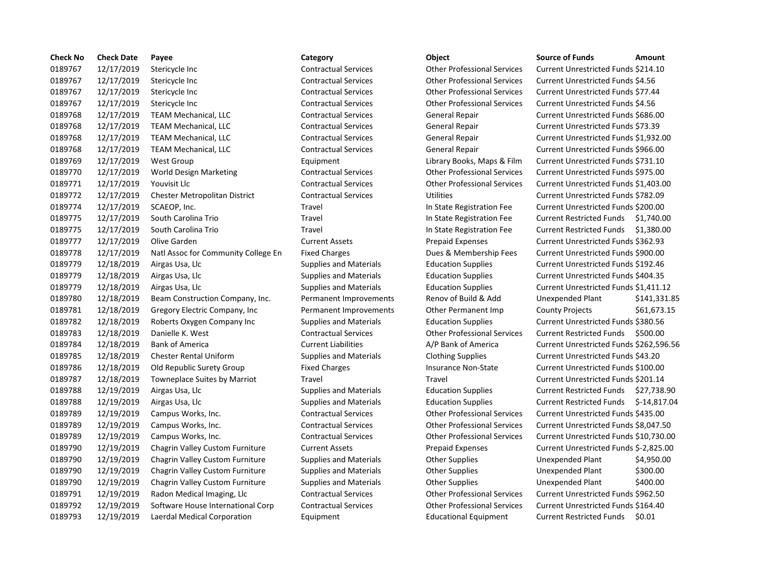| Check No | Check Date | Payee | Category | Object | Source of Funds | Amount |
| --- | --- | --- | --- | --- | --- | --- |
| 0189767 | 12/17/2019 | Stericycle Inc | Contractual Services | Other Professional Services | Current Unrestricted Funds | $214.10 |
| 0189767 | 12/17/2019 | Stericycle Inc | Contractual Services | Other Professional Services | Current Unrestricted Funds | $4.56 |
| 0189767 | 12/17/2019 | Stericycle Inc | Contractual Services | Other Professional Services | Current Unrestricted Funds | $77.44 |
| 0189767 | 12/17/2019 | Stericycle Inc | Contractual Services | Other Professional Services | Current Unrestricted Funds | $4.56 |
| 0189768 | 12/17/2019 | TEAM Mechanical, LLC | Contractual Services | General Repair | Current Unrestricted Funds | $686.00 |
| 0189768 | 12/17/2019 | TEAM Mechanical, LLC | Contractual Services | General Repair | Current Unrestricted Funds | $73.39 |
| 0189768 | 12/17/2019 | TEAM Mechanical, LLC | Contractual Services | General Repair | Current Unrestricted Funds | $1,932.00 |
| 0189768 | 12/17/2019 | TEAM Mechanical, LLC | Contractual Services | General Repair | Current Unrestricted Funds | $966.00 |
| 0189769 | 12/17/2019 | West Group | Equipment | Library Books, Maps & Film | Current Unrestricted Funds | $731.10 |
| 0189770 | 12/17/2019 | World Design Marketing | Contractual Services | Other Professional Services | Current Unrestricted Funds | $975.00 |
| 0189771 | 12/17/2019 | Youvisit Llc | Contractual Services | Other Professional Services | Current Unrestricted Funds | $1,403.00 |
| 0189772 | 12/17/2019 | Chester Metropolitan District | Contractual Services | Utilities | Current Unrestricted Funds | $782.09 |
| 0189774 | 12/17/2019 | SCAEOP, Inc. | Travel | In State Registration Fee | Current Unrestricted Funds | $200.00 |
| 0189775 | 12/17/2019 | South Carolina Trio | Travel | In State Registration Fee | Current Restricted Funds | $1,740.00 |
| 0189775 | 12/17/2019 | South Carolina Trio | Travel | In State Registration Fee | Current Restricted Funds | $1,380.00 |
| 0189777 | 12/17/2019 | Olive Garden | Current Assets | Prepaid Expenses | Current Unrestricted Funds | $362.93 |
| 0189778 | 12/17/2019 | Natl Assoc for Community College En | Fixed Charges | Dues & Membership Fees | Current Unrestricted Funds | $900.00 |
| 0189779 | 12/18/2019 | Airgas Usa, Llc | Supplies and Materials | Education Supplies | Current Unrestricted Funds | $192.46 |
| 0189779 | 12/18/2019 | Airgas Usa, Llc | Supplies and Materials | Education Supplies | Current Unrestricted Funds | $404.35 |
| 0189779 | 12/18/2019 | Airgas Usa, Llc | Supplies and Materials | Education Supplies | Current Unrestricted Funds | $1,411.12 |
| 0189780 | 12/18/2019 | Beam Construction Company, Inc. | Permanent Improvements | Renov of Build & Add | Unexpended Plant | $141,331.85 |
| 0189781 | 12/18/2019 | Gregory Electric Company, Inc | Permanent Improvements | Other Permanent Imp | County Projects | $61,673.15 |
| 0189782 | 12/18/2019 | Roberts Oxygen Company Inc | Supplies and Materials | Education Supplies | Current Unrestricted Funds | $380.56 |
| 0189783 | 12/18/2019 | Danielle K. West | Contractual Services | Other Professional Services | Current Restricted Funds | $500.00 |
| 0189784 | 12/18/2019 | Bank of America | Current Liabilities | A/P Bank of America | Current Unrestricted Funds | $262,596.56 |
| 0189785 | 12/18/2019 | Chester Rental Uniform | Supplies and Materials | Clothing Supplies | Current Unrestricted Funds | $43.20 |
| 0189786 | 12/18/2019 | Old Republic Surety Group | Fixed Charges | Insurance Non-State | Current Unrestricted Funds | $100.00 |
| 0189787 | 12/18/2019 | Towneplace Suites by Marriot | Travel | Travel | Current Unrestricted Funds | $201.14 |
| 0189788 | 12/19/2019 | Airgas Usa, Llc | Supplies and Materials | Education Supplies | Current Restricted Funds | $27,738.90 |
| 0189788 | 12/19/2019 | Airgas Usa, Llc | Supplies and Materials | Education Supplies | Current Restricted Funds | $-14,817.04 |
| 0189789 | 12/19/2019 | Campus Works, Inc. | Contractual Services | Other Professional Services | Current Unrestricted Funds | $435.00 |
| 0189789 | 12/19/2019 | Campus Works, Inc. | Contractual Services | Other Professional Services | Current Unrestricted Funds | $8,047.50 |
| 0189789 | 12/19/2019 | Campus Works, Inc. | Contractual Services | Other Professional Services | Current Unrestricted Funds | $10,730.00 |
| 0189790 | 12/19/2019 | Chagrin Valley Custom Furniture | Current Assets | Prepaid Expenses | Current Unrestricted Funds | $-2,825.00 |
| 0189790 | 12/19/2019 | Chagrin Valley Custom Furniture | Supplies and Materials | Other Supplies | Unexpended Plant | $4,950.00 |
| 0189790 | 12/19/2019 | Chagrin Valley Custom Furniture | Supplies and Materials | Other Supplies | Unexpended Plant | $300.00 |
| 0189790 | 12/19/2019 | Chagrin Valley Custom Furniture | Supplies and Materials | Other Supplies | Unexpended Plant | $400.00 |
| 0189791 | 12/19/2019 | Radon Medical Imaging, Llc | Contractual Services | Other Professional Services | Current Unrestricted Funds | $962.50 |
| 0189792 | 12/19/2019 | Software House International Corp | Contractual Services | Other Professional Services | Current Unrestricted Funds | $164.40 |
| 0189793 | 12/19/2019 | Laerdal Medical Corporation | Equipment | Educational Equipment | Current Restricted Funds | $0.01 |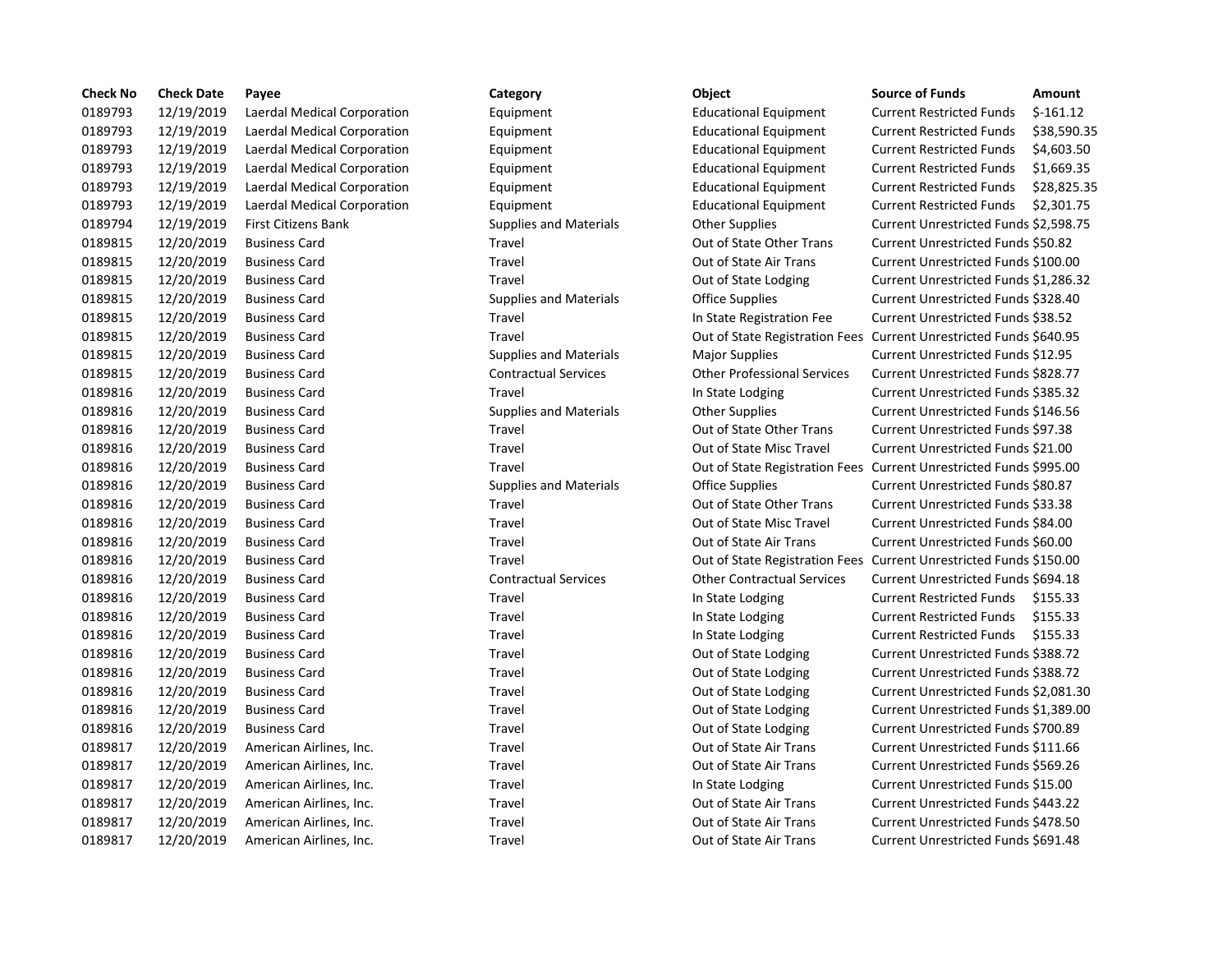| Check No | Check Date | Payee | Category | Object | Source of Funds | Amount |
|---|---|---|---|---|---|---|
| 0189793 | 12/19/2019 | Laerdal Medical Corporation | Equipment | Educational Equipment | Current Restricted Funds | $-161.12 |
| 0189793 | 12/19/2019 | Laerdal Medical Corporation | Equipment | Educational Equipment | Current Restricted Funds | $38,590.35 |
| 0189793 | 12/19/2019 | Laerdal Medical Corporation | Equipment | Educational Equipment | Current Restricted Funds | $4,603.50 |
| 0189793 | 12/19/2019 | Laerdal Medical Corporation | Equipment | Educational Equipment | Current Restricted Funds | $1,669.35 |
| 0189793 | 12/19/2019 | Laerdal Medical Corporation | Equipment | Educational Equipment | Current Restricted Funds | $28,825.35 |
| 0189793 | 12/19/2019 | Laerdal Medical Corporation | Equipment | Educational Equipment | Current Restricted Funds | $2,301.75 |
| 0189794 | 12/19/2019 | First Citizens Bank | Supplies and Materials | Other Supplies | Current Unrestricted Funds | $2,598.75 |
| 0189815 | 12/20/2019 | Business Card | Travel | Out of State Other Trans | Current Unrestricted Funds | $50.82 |
| 0189815 | 12/20/2019 | Business Card | Travel | Out of State Air Trans | Current Unrestricted Funds | $100.00 |
| 0189815 | 12/20/2019 | Business Card | Travel | Out of State Lodging | Current Unrestricted Funds | $1,286.32 |
| 0189815 | 12/20/2019 | Business Card | Supplies and Materials | Office Supplies | Current Unrestricted Funds | $328.40 |
| 0189815 | 12/20/2019 | Business Card | Travel | In State Registration Fee | Current Unrestricted Funds | $38.52 |
| 0189815 | 12/20/2019 | Business Card | Travel | Out of State Registration Fees | Current Unrestricted Funds | $640.95 |
| 0189815 | 12/20/2019 | Business Card | Supplies and Materials | Major Supplies | Current Unrestricted Funds | $12.95 |
| 0189815 | 12/20/2019 | Business Card | Contractual Services | Other Professional Services | Current Unrestricted Funds | $828.77 |
| 0189816 | 12/20/2019 | Business Card | Travel | In State Lodging | Current Unrestricted Funds | $385.32 |
| 0189816 | 12/20/2019 | Business Card | Supplies and Materials | Other Supplies | Current Unrestricted Funds | $146.56 |
| 0189816 | 12/20/2019 | Business Card | Travel | Out of State Other Trans | Current Unrestricted Funds | $97.38 |
| 0189816 | 12/20/2019 | Business Card | Travel | Out of State Misc Travel | Current Unrestricted Funds | $21.00 |
| 0189816 | 12/20/2019 | Business Card | Travel | Out of State Registration Fees | Current Unrestricted Funds | $995.00 |
| 0189816 | 12/20/2019 | Business Card | Supplies and Materials | Office Supplies | Current Unrestricted Funds | $80.87 |
| 0189816 | 12/20/2019 | Business Card | Travel | Out of State Other Trans | Current Unrestricted Funds | $33.38 |
| 0189816 | 12/20/2019 | Business Card | Travel | Out of State Misc Travel | Current Unrestricted Funds | $84.00 |
| 0189816 | 12/20/2019 | Business Card | Travel | Out of State Air Trans | Current Unrestricted Funds | $60.00 |
| 0189816 | 12/20/2019 | Business Card | Travel | Out of State Registration Fees | Current Unrestricted Funds | $150.00 |
| 0189816 | 12/20/2019 | Business Card | Contractual Services | Other Contractual Services | Current Unrestricted Funds | $694.18 |
| 0189816 | 12/20/2019 | Business Card | Travel | In State Lodging | Current Restricted Funds | $155.33 |
| 0189816 | 12/20/2019 | Business Card | Travel | In State Lodging | Current Restricted Funds | $155.33 |
| 0189816 | 12/20/2019 | Business Card | Travel | In State Lodging | Current Restricted Funds | $155.33 |
| 0189816 | 12/20/2019 | Business Card | Travel | Out of State Lodging | Current Unrestricted Funds | $388.72 |
| 0189816 | 12/20/2019 | Business Card | Travel | Out of State Lodging | Current Unrestricted Funds | $388.72 |
| 0189816 | 12/20/2019 | Business Card | Travel | Out of State Lodging | Current Unrestricted Funds | $2,081.30 |
| 0189816 | 12/20/2019 | Business Card | Travel | Out of State Lodging | Current Unrestricted Funds | $1,389.00 |
| 0189816 | 12/20/2019 | Business Card | Travel | Out of State Lodging | Current Unrestricted Funds | $700.89 |
| 0189817 | 12/20/2019 | American Airlines, Inc. | Travel | Out of State Air Trans | Current Unrestricted Funds | $111.66 |
| 0189817 | 12/20/2019 | American Airlines, Inc. | Travel | Out of State Air Trans | Current Unrestricted Funds | $569.26 |
| 0189817 | 12/20/2019 | American Airlines, Inc. | Travel | In State Lodging | Current Unrestricted Funds | $15.00 |
| 0189817 | 12/20/2019 | American Airlines, Inc. | Travel | Out of State Air Trans | Current Unrestricted Funds | $443.22 |
| 0189817 | 12/20/2019 | American Airlines, Inc. | Travel | Out of State Air Trans | Current Unrestricted Funds | $478.50 |
| 0189817 | 12/20/2019 | American Airlines, Inc. | Travel | Out of State Air Trans | Current Unrestricted Funds | $691.48 |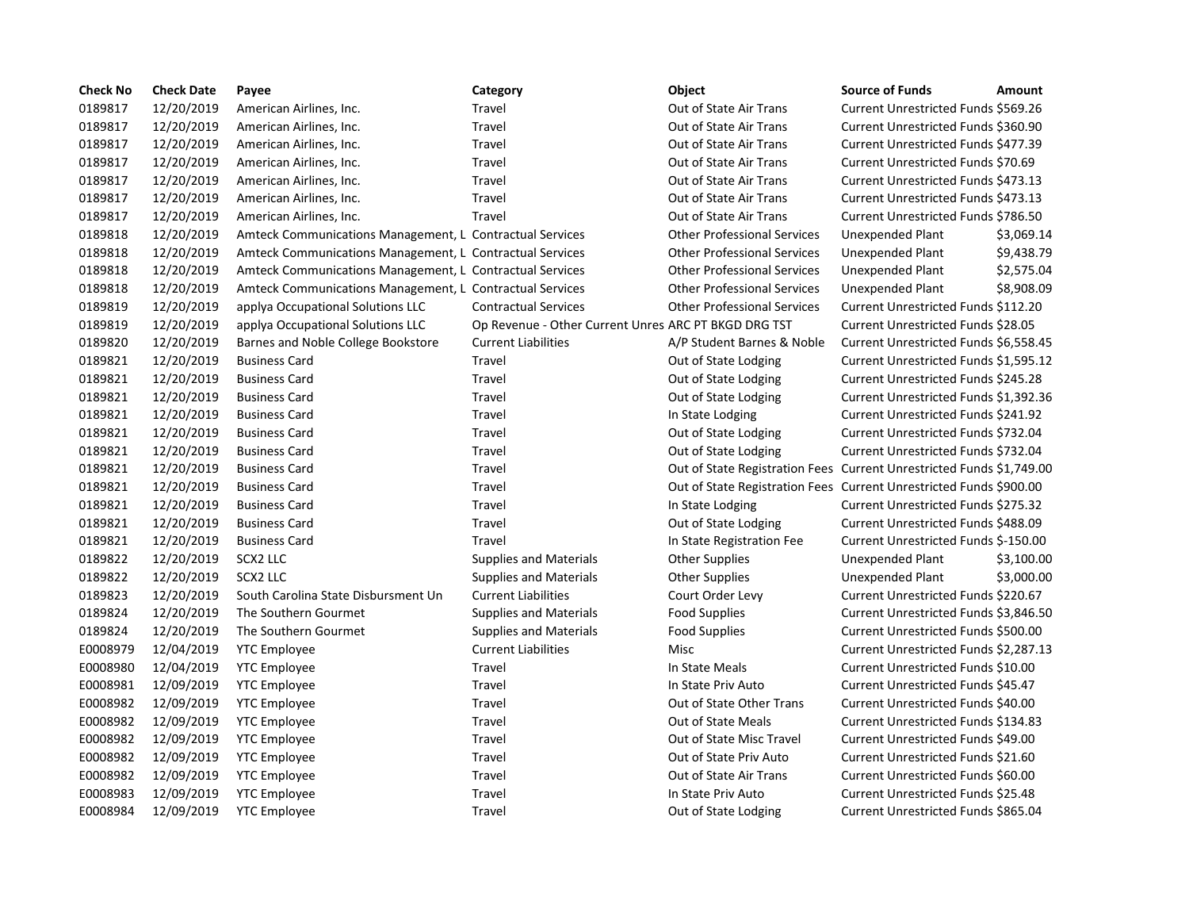| Check No | Check Date | Payee | Category | Object | Source of Funds | Amount |
|---|---|---|---|---|---|---|
| 0189817 | 12/20/2019 | American Airlines, Inc. | Travel | Out of State Air Trans | Current Unrestricted Funds | $569.26 |
| 0189817 | 12/20/2019 | American Airlines, Inc. | Travel | Out of State Air Trans | Current Unrestricted Funds | $360.90 |
| 0189817 | 12/20/2019 | American Airlines, Inc. | Travel | Out of State Air Trans | Current Unrestricted Funds | $477.39 |
| 0189817 | 12/20/2019 | American Airlines, Inc. | Travel | Out of State Air Trans | Current Unrestricted Funds | $70.69 |
| 0189817 | 12/20/2019 | American Airlines, Inc. | Travel | Out of State Air Trans | Current Unrestricted Funds | $473.13 |
| 0189817 | 12/20/2019 | American Airlines, Inc. | Travel | Out of State Air Trans | Current Unrestricted Funds | $473.13 |
| 0189817 | 12/20/2019 | American Airlines, Inc. | Travel | Out of State Air Trans | Current Unrestricted Funds | $786.50 |
| 0189818 | 12/20/2019 | Amteck Communications Management, L | Contractual Services | Other Professional Services | Unexpended Plant | $3,069.14 |
| 0189818 | 12/20/2019 | Amteck Communications Management, L | Contractual Services | Other Professional Services | Unexpended Plant | $9,438.79 |
| 0189818 | 12/20/2019 | Amteck Communications Management, L | Contractual Services | Other Professional Services | Unexpended Plant | $2,575.04 |
| 0189818 | 12/20/2019 | Amteck Communications Management, L | Contractual Services | Other Professional Services | Unexpended Plant | $8,908.09 |
| 0189819 | 12/20/2019 | applya Occupational Solutions LLC | Contractual Services | Other Professional Services | Current Unrestricted Funds | $112.20 |
| 0189819 | 12/20/2019 | applya Occupational Solutions LLC | Op Revenue - Other Current Unres | ARC PT BKGD DRG TST | Current Unrestricted Funds | $28.05 |
| 0189820 | 12/20/2019 | Barnes and Noble College Bookstore | Current Liabilities | A/P Student Barnes & Noble | Current Unrestricted Funds | $6,558.45 |
| 0189821 | 12/20/2019 | Business Card | Travel | Out of State Lodging | Current Unrestricted Funds | $1,595.12 |
| 0189821 | 12/20/2019 | Business Card | Travel | Out of State Lodging | Current Unrestricted Funds | $245.28 |
| 0189821 | 12/20/2019 | Business Card | Travel | Out of State Lodging | Current Unrestricted Funds | $1,392.36 |
| 0189821 | 12/20/2019 | Business Card | Travel | In State Lodging | Current Unrestricted Funds | $241.92 |
| 0189821 | 12/20/2019 | Business Card | Travel | Out of State Lodging | Current Unrestricted Funds | $732.04 |
| 0189821 | 12/20/2019 | Business Card | Travel | Out of State Lodging | Current Unrestricted Funds | $732.04 |
| 0189821 | 12/20/2019 | Business Card | Travel | Out of State Registration Fees | Current Unrestricted Funds | $1,749.00 |
| 0189821 | 12/20/2019 | Business Card | Travel | Out of State Registration Fees | Current Unrestricted Funds | $900.00 |
| 0189821 | 12/20/2019 | Business Card | Travel | In State Lodging | Current Unrestricted Funds | $275.32 |
| 0189821 | 12/20/2019 | Business Card | Travel | Out of State Lodging | Current Unrestricted Funds | $488.09 |
| 0189821 | 12/20/2019 | Business Card | Travel | In State Registration Fee | Current Unrestricted Funds | $-150.00 |
| 0189822 | 12/20/2019 | SCX2 LLC | Supplies and Materials | Other Supplies | Unexpended Plant | $3,100.00 |
| 0189822 | 12/20/2019 | SCX2 LLC | Supplies and Materials | Other Supplies | Unexpended Plant | $3,000.00 |
| 0189823 | 12/20/2019 | South Carolina State Disbursment Un | Current Liabilities | Court Order Levy | Current Unrestricted Funds | $220.67 |
| 0189824 | 12/20/2019 | The Southern Gourmet | Supplies and Materials | Food Supplies | Current Unrestricted Funds | $3,846.50 |
| 0189824 | 12/20/2019 | The Southern Gourmet | Supplies and Materials | Food Supplies | Current Unrestricted Funds | $500.00 |
| E0008979 | 12/04/2019 | YTC Employee | Current Liabilities | Misc | Current Unrestricted Funds | $2,287.13 |
| E0008980 | 12/04/2019 | YTC Employee | Travel | In State Meals | Current Unrestricted Funds | $10.00 |
| E0008981 | 12/09/2019 | YTC Employee | Travel | In State Priv Auto | Current Unrestricted Funds | $45.47 |
| E0008982 | 12/09/2019 | YTC Employee | Travel | Out of State Other Trans | Current Unrestricted Funds | $40.00 |
| E0008982 | 12/09/2019 | YTC Employee | Travel | Out of State Meals | Current Unrestricted Funds | $134.83 |
| E0008982 | 12/09/2019 | YTC Employee | Travel | Out of State Misc Travel | Current Unrestricted Funds | $49.00 |
| E0008982 | 12/09/2019 | YTC Employee | Travel | Out of State Priv Auto | Current Unrestricted Funds | $21.60 |
| E0008982 | 12/09/2019 | YTC Employee | Travel | Out of State Air Trans | Current Unrestricted Funds | $60.00 |
| E0008983 | 12/09/2019 | YTC Employee | Travel | In State Priv Auto | Current Unrestricted Funds | $25.48 |
| E0008984 | 12/09/2019 | YTC Employee | Travel | Out of State Lodging | Current Unrestricted Funds | $865.04 |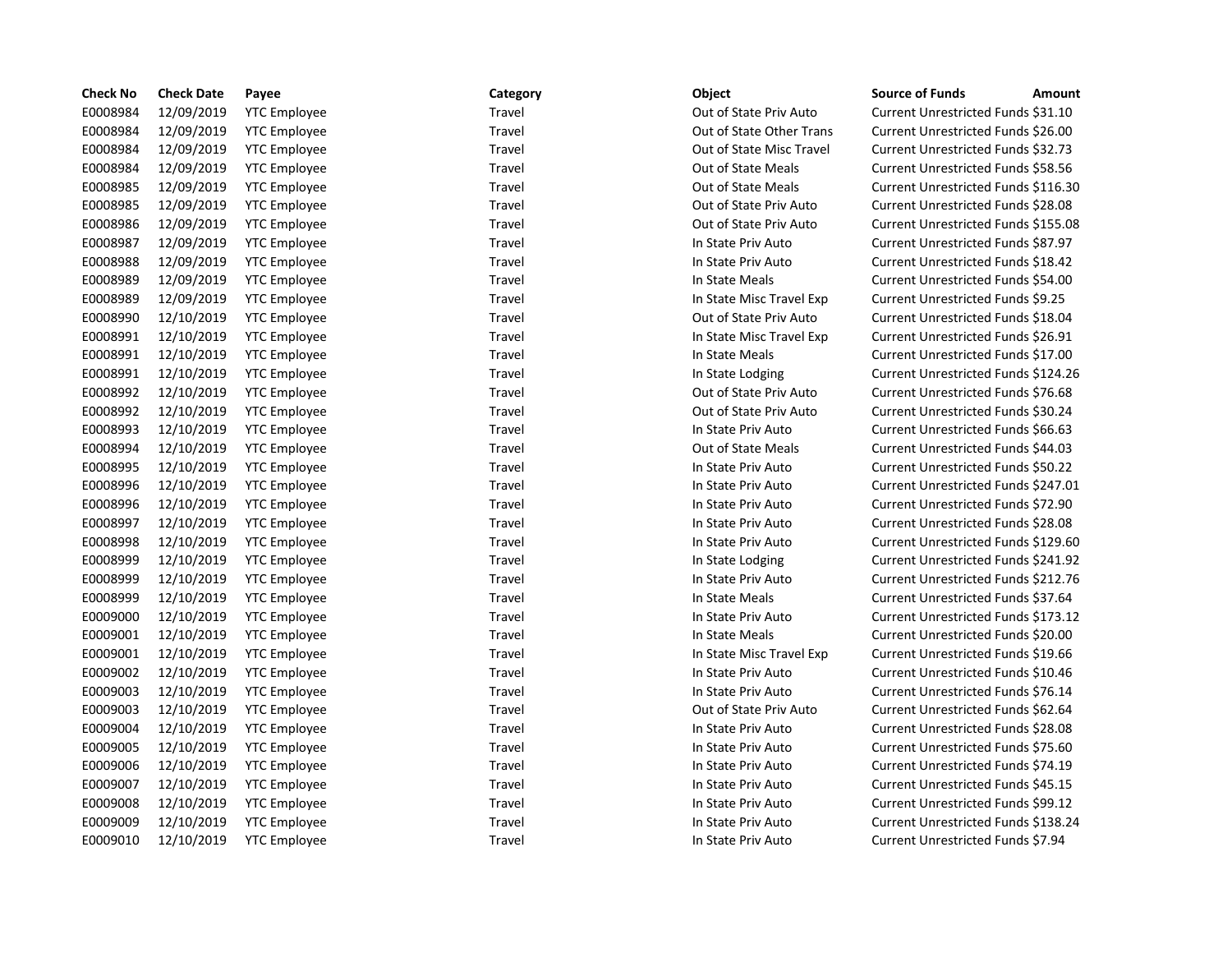| Check No | Check Date | Payee | Category | Object | Source of Funds | Amount |
|---|---|---|---|---|---|---|
| E0008984 | 12/09/2019 | YTC Employee | Travel | Out of State Priv Auto | Current Unrestricted Funds | $31.10 |
| E0008984 | 12/09/2019 | YTC Employee | Travel | Out of State Other Trans | Current Unrestricted Funds | $26.00 |
| E0008984 | 12/09/2019 | YTC Employee | Travel | Out of State Misc Travel | Current Unrestricted Funds | $32.73 |
| E0008984 | 12/09/2019 | YTC Employee | Travel | Out of State Meals | Current Unrestricted Funds | $58.56 |
| E0008985 | 12/09/2019 | YTC Employee | Travel | Out of State Meals | Current Unrestricted Funds | $116.30 |
| E0008985 | 12/09/2019 | YTC Employee | Travel | Out of State Priv Auto | Current Unrestricted Funds | $28.08 |
| E0008986 | 12/09/2019 | YTC Employee | Travel | Out of State Priv Auto | Current Unrestricted Funds | $155.08 |
| E0008987 | 12/09/2019 | YTC Employee | Travel | In State Priv Auto | Current Unrestricted Funds | $87.97 |
| E0008988 | 12/09/2019 | YTC Employee | Travel | In State Priv Auto | Current Unrestricted Funds | $18.42 |
| E0008989 | 12/09/2019 | YTC Employee | Travel | In State Meals | Current Unrestricted Funds | $54.00 |
| E0008989 | 12/09/2019 | YTC Employee | Travel | In State Misc Travel Exp | Current Unrestricted Funds | $9.25 |
| E0008990 | 12/10/2019 | YTC Employee | Travel | Out of State Priv Auto | Current Unrestricted Funds | $18.04 |
| E0008991 | 12/10/2019 | YTC Employee | Travel | In State Misc Travel Exp | Current Unrestricted Funds | $26.91 |
| E0008991 | 12/10/2019 | YTC Employee | Travel | In State Meals | Current Unrestricted Funds | $17.00 |
| E0008991 | 12/10/2019 | YTC Employee | Travel | In State Lodging | Current Unrestricted Funds | $124.26 |
| E0008992 | 12/10/2019 | YTC Employee | Travel | Out of State Priv Auto | Current Unrestricted Funds | $76.68 |
| E0008992 | 12/10/2019 | YTC Employee | Travel | Out of State Priv Auto | Current Unrestricted Funds | $30.24 |
| E0008993 | 12/10/2019 | YTC Employee | Travel | In State Priv Auto | Current Unrestricted Funds | $66.63 |
| E0008994 | 12/10/2019 | YTC Employee | Travel | Out of State Meals | Current Unrestricted Funds | $44.03 |
| E0008995 | 12/10/2019 | YTC Employee | Travel | In State Priv Auto | Current Unrestricted Funds | $50.22 |
| E0008996 | 12/10/2019 | YTC Employee | Travel | In State Priv Auto | Current Unrestricted Funds | $247.01 |
| E0008996 | 12/10/2019 | YTC Employee | Travel | In State Priv Auto | Current Unrestricted Funds | $72.90 |
| E0008997 | 12/10/2019 | YTC Employee | Travel | In State Priv Auto | Current Unrestricted Funds | $28.08 |
| E0008998 | 12/10/2019 | YTC Employee | Travel | In State Priv Auto | Current Unrestricted Funds | $129.60 |
| E0008999 | 12/10/2019 | YTC Employee | Travel | In State Lodging | Current Unrestricted Funds | $241.92 |
| E0008999 | 12/10/2019 | YTC Employee | Travel | In State Priv Auto | Current Unrestricted Funds | $212.76 |
| E0008999 | 12/10/2019 | YTC Employee | Travel | In State Meals | Current Unrestricted Funds | $37.64 |
| E0009000 | 12/10/2019 | YTC Employee | Travel | In State Priv Auto | Current Unrestricted Funds | $173.12 |
| E0009001 | 12/10/2019 | YTC Employee | Travel | In State Meals | Current Unrestricted Funds | $20.00 |
| E0009001 | 12/10/2019 | YTC Employee | Travel | In State Misc Travel Exp | Current Unrestricted Funds | $19.66 |
| E0009002 | 12/10/2019 | YTC Employee | Travel | In State Priv Auto | Current Unrestricted Funds | $10.46 |
| E0009003 | 12/10/2019 | YTC Employee | Travel | In State Priv Auto | Current Unrestricted Funds | $76.14 |
| E0009003 | 12/10/2019 | YTC Employee | Travel | Out of State Priv Auto | Current Unrestricted Funds | $62.64 |
| E0009004 | 12/10/2019 | YTC Employee | Travel | In State Priv Auto | Current Unrestricted Funds | $28.08 |
| E0009005 | 12/10/2019 | YTC Employee | Travel | In State Priv Auto | Current Unrestricted Funds | $75.60 |
| E0009006 | 12/10/2019 | YTC Employee | Travel | In State Priv Auto | Current Unrestricted Funds | $74.19 |
| E0009007 | 12/10/2019 | YTC Employee | Travel | In State Priv Auto | Current Unrestricted Funds | $45.15 |
| E0009008 | 12/10/2019 | YTC Employee | Travel | In State Priv Auto | Current Unrestricted Funds | $99.12 |
| E0009009 | 12/10/2019 | YTC Employee | Travel | In State Priv Auto | Current Unrestricted Funds | $138.24 |
| E0009010 | 12/10/2019 | YTC Employee | Travel | In State Priv Auto | Current Unrestricted Funds | $7.94 |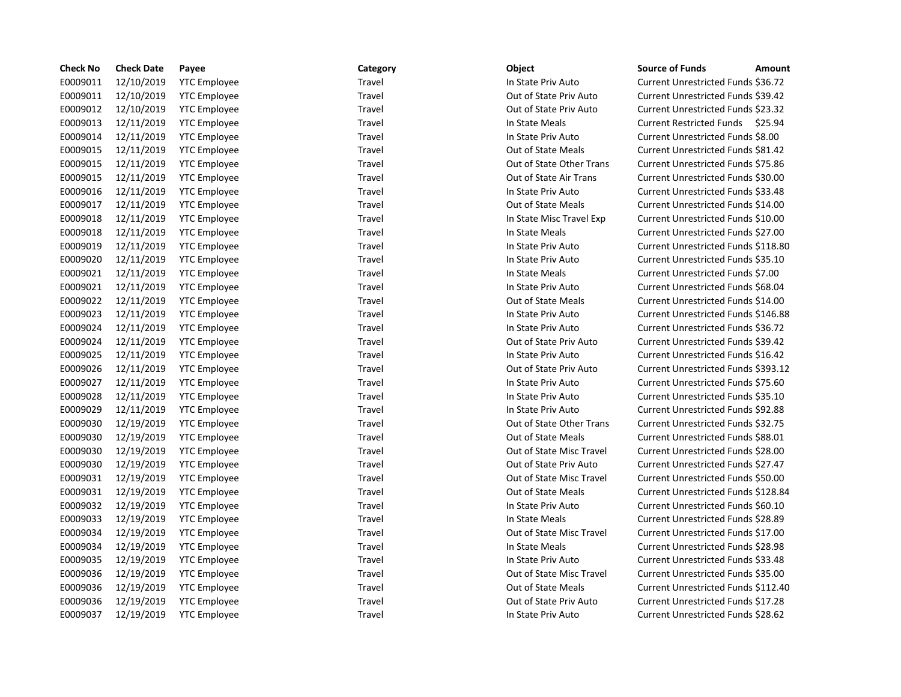| Check No | Check Date | Payee | Category | Object | Source of Funds | Amount |
|---|---|---|---|---|---|---|
| E0009011 | 12/10/2019 | YTC Employee | Travel | In State Priv Auto | Current Unrestricted Funds | $36.72 |
| E0009011 | 12/10/2019 | YTC Employee | Travel | Out of State Priv Auto | Current Unrestricted Funds | $39.42 |
| E0009012 | 12/10/2019 | YTC Employee | Travel | Out of State Priv Auto | Current Unrestricted Funds | $23.32 |
| E0009013 | 12/11/2019 | YTC Employee | Travel | In State Meals | Current Restricted Funds | $25.94 |
| E0009014 | 12/11/2019 | YTC Employee | Travel | In State Priv Auto | Current Unrestricted Funds | $8.00 |
| E0009015 | 12/11/2019 | YTC Employee | Travel | Out of State Meals | Current Unrestricted Funds | $81.42 |
| E0009015 | 12/11/2019 | YTC Employee | Travel | Out of State Other Trans | Current Unrestricted Funds | $75.86 |
| E0009015 | 12/11/2019 | YTC Employee | Travel | Out of State Air Trans | Current Unrestricted Funds | $30.00 |
| E0009016 | 12/11/2019 | YTC Employee | Travel | In State Priv Auto | Current Unrestricted Funds | $33.48 |
| E0009017 | 12/11/2019 | YTC Employee | Travel | Out of State Meals | Current Unrestricted Funds | $14.00 |
| E0009018 | 12/11/2019 | YTC Employee | Travel | In State Misc Travel Exp | Current Unrestricted Funds | $10.00 |
| E0009018 | 12/11/2019 | YTC Employee | Travel | In State Meals | Current Unrestricted Funds | $27.00 |
| E0009019 | 12/11/2019 | YTC Employee | Travel | In State Priv Auto | Current Unrestricted Funds | $118.80 |
| E0009020 | 12/11/2019 | YTC Employee | Travel | In State Priv Auto | Current Unrestricted Funds | $35.10 |
| E0009021 | 12/11/2019 | YTC Employee | Travel | In State Meals | Current Unrestricted Funds | $7.00 |
| E0009021 | 12/11/2019 | YTC Employee | Travel | In State Priv Auto | Current Unrestricted Funds | $68.04 |
| E0009022 | 12/11/2019 | YTC Employee | Travel | Out of State Meals | Current Unrestricted Funds | $14.00 |
| E0009023 | 12/11/2019 | YTC Employee | Travel | In State Priv Auto | Current Unrestricted Funds | $146.88 |
| E0009024 | 12/11/2019 | YTC Employee | Travel | In State Priv Auto | Current Unrestricted Funds | $36.72 |
| E0009024 | 12/11/2019 | YTC Employee | Travel | Out of State Priv Auto | Current Unrestricted Funds | $39.42 |
| E0009025 | 12/11/2019 | YTC Employee | Travel | In State Priv Auto | Current Unrestricted Funds | $16.42 |
| E0009026 | 12/11/2019 | YTC Employee | Travel | Out of State Priv Auto | Current Unrestricted Funds | $393.12 |
| E0009027 | 12/11/2019 | YTC Employee | Travel | In State Priv Auto | Current Unrestricted Funds | $75.60 |
| E0009028 | 12/11/2019 | YTC Employee | Travel | In State Priv Auto | Current Unrestricted Funds | $35.10 |
| E0009029 | 12/11/2019 | YTC Employee | Travel | In State Priv Auto | Current Unrestricted Funds | $92.88 |
| E0009030 | 12/19/2019 | YTC Employee | Travel | Out of State Other Trans | Current Unrestricted Funds | $32.75 |
| E0009030 | 12/19/2019 | YTC Employee | Travel | Out of State Meals | Current Unrestricted Funds | $88.01 |
| E0009030 | 12/19/2019 | YTC Employee | Travel | Out of State Misc Travel | Current Unrestricted Funds | $28.00 |
| E0009030 | 12/19/2019 | YTC Employee | Travel | Out of State Priv Auto | Current Unrestricted Funds | $27.47 |
| E0009031 | 12/19/2019 | YTC Employee | Travel | Out of State Misc Travel | Current Unrestricted Funds | $50.00 |
| E0009031 | 12/19/2019 | YTC Employee | Travel | Out of State Meals | Current Unrestricted Funds | $128.84 |
| E0009032 | 12/19/2019 | YTC Employee | Travel | In State Priv Auto | Current Unrestricted Funds | $60.10 |
| E0009033 | 12/19/2019 | YTC Employee | Travel | In State Meals | Current Unrestricted Funds | $28.89 |
| E0009034 | 12/19/2019 | YTC Employee | Travel | Out of State Misc Travel | Current Unrestricted Funds | $17.00 |
| E0009034 | 12/19/2019 | YTC Employee | Travel | In State Meals | Current Unrestricted Funds | $28.98 |
| E0009035 | 12/19/2019 | YTC Employee | Travel | In State Priv Auto | Current Unrestricted Funds | $33.48 |
| E0009036 | 12/19/2019 | YTC Employee | Travel | Out of State Misc Travel | Current Unrestricted Funds | $35.00 |
| E0009036 | 12/19/2019 | YTC Employee | Travel | Out of State Meals | Current Unrestricted Funds | $112.40 |
| E0009036 | 12/19/2019 | YTC Employee | Travel | Out of State Priv Auto | Current Unrestricted Funds | $17.28 |
| E0009037 | 12/19/2019 | YTC Employee | Travel | In State Priv Auto | Current Unrestricted Funds | $28.62 |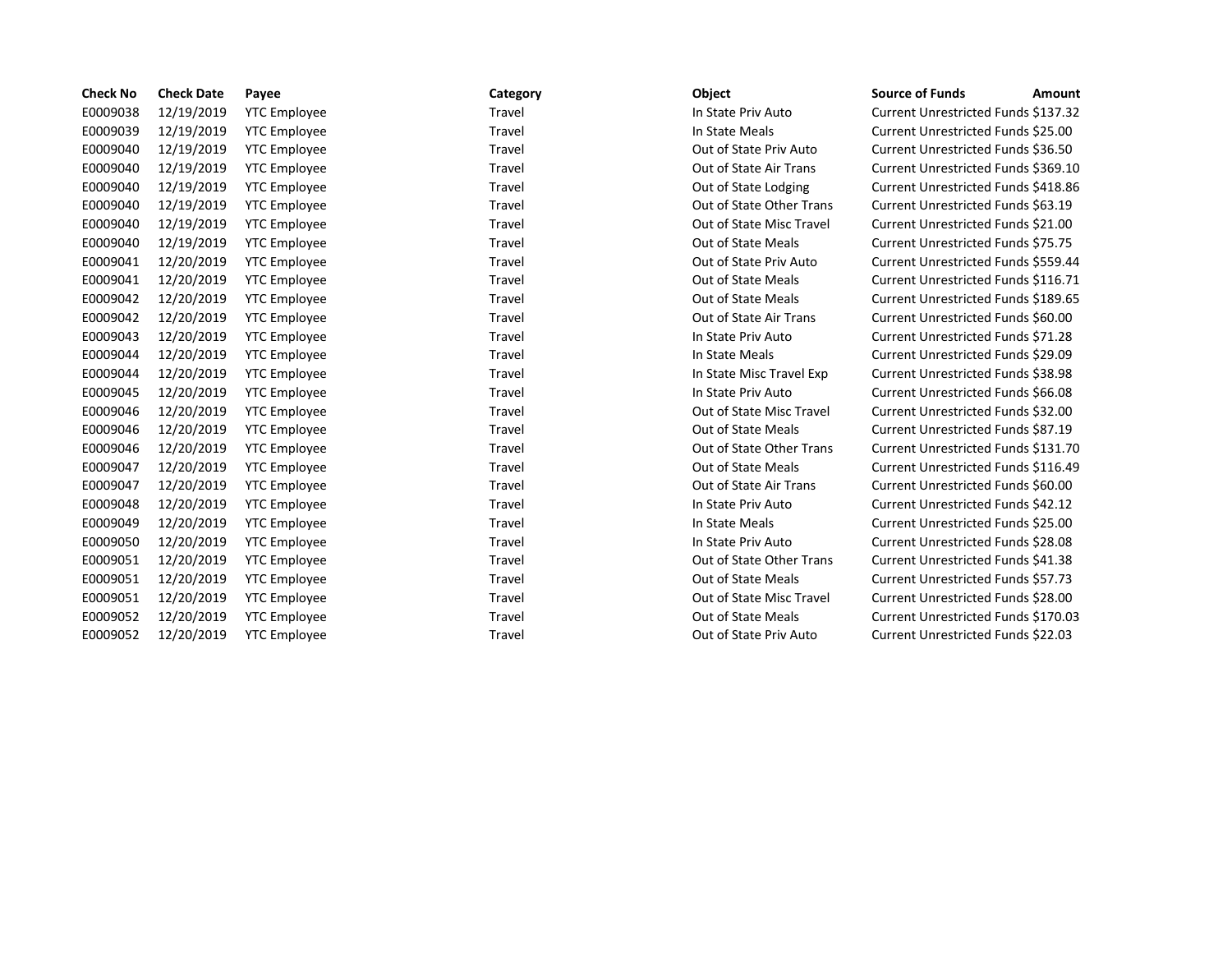| Check No | Check Date | Payee | Category | Object | Source of Funds | Amount |
|---|---|---|---|---|---|---|
| E0009038 | 12/19/2019 | YTC Employee | Travel | In State Priv Auto | Current Unrestricted Funds | $137.32 |
| E0009039 | 12/19/2019 | YTC Employee | Travel | In State Meals | Current Unrestricted Funds | $25.00 |
| E0009040 | 12/19/2019 | YTC Employee | Travel | Out of State Priv Auto | Current Unrestricted Funds | $36.50 |
| E0009040 | 12/19/2019 | YTC Employee | Travel | Out of State Air Trans | Current Unrestricted Funds | $369.10 |
| E0009040 | 12/19/2019 | YTC Employee | Travel | Out of State Lodging | Current Unrestricted Funds | $418.86 |
| E0009040 | 12/19/2019 | YTC Employee | Travel | Out of State Other Trans | Current Unrestricted Funds | $63.19 |
| E0009040 | 12/19/2019 | YTC Employee | Travel | Out of State Misc Travel | Current Unrestricted Funds | $21.00 |
| E0009040 | 12/19/2019 | YTC Employee | Travel | Out of State Meals | Current Unrestricted Funds | $75.75 |
| E0009041 | 12/20/2019 | YTC Employee | Travel | Out of State Priv Auto | Current Unrestricted Funds | $559.44 |
| E0009041 | 12/20/2019 | YTC Employee | Travel | Out of State Meals | Current Unrestricted Funds | $116.71 |
| E0009042 | 12/20/2019 | YTC Employee | Travel | Out of State Meals | Current Unrestricted Funds | $189.65 |
| E0009042 | 12/20/2019 | YTC Employee | Travel | Out of State Air Trans | Current Unrestricted Funds | $60.00 |
| E0009043 | 12/20/2019 | YTC Employee | Travel | In State Priv Auto | Current Unrestricted Funds | $71.28 |
| E0009044 | 12/20/2019 | YTC Employee | Travel | In State Meals | Current Unrestricted Funds | $29.09 |
| E0009044 | 12/20/2019 | YTC Employee | Travel | In State Misc Travel Exp | Current Unrestricted Funds | $38.98 |
| E0009045 | 12/20/2019 | YTC Employee | Travel | In State Priv Auto | Current Unrestricted Funds | $66.08 |
| E0009046 | 12/20/2019 | YTC Employee | Travel | Out of State Misc Travel | Current Unrestricted Funds | $32.00 |
| E0009046 | 12/20/2019 | YTC Employee | Travel | Out of State Meals | Current Unrestricted Funds | $87.19 |
| E0009046 | 12/20/2019 | YTC Employee | Travel | Out of State Other Trans | Current Unrestricted Funds | $131.70 |
| E0009047 | 12/20/2019 | YTC Employee | Travel | Out of State Meals | Current Unrestricted Funds | $116.49 |
| E0009047 | 12/20/2019 | YTC Employee | Travel | Out of State Air Trans | Current Unrestricted Funds | $60.00 |
| E0009048 | 12/20/2019 | YTC Employee | Travel | In State Priv Auto | Current Unrestricted Funds | $42.12 |
| E0009049 | 12/20/2019 | YTC Employee | Travel | In State Meals | Current Unrestricted Funds | $25.00 |
| E0009050 | 12/20/2019 | YTC Employee | Travel | In State Priv Auto | Current Unrestricted Funds | $28.08 |
| E0009051 | 12/20/2019 | YTC Employee | Travel | Out of State Other Trans | Current Unrestricted Funds | $41.38 |
| E0009051 | 12/20/2019 | YTC Employee | Travel | Out of State Meals | Current Unrestricted Funds | $57.73 |
| E0009051 | 12/20/2019 | YTC Employee | Travel | Out of State Misc Travel | Current Unrestricted Funds | $28.00 |
| E0009052 | 12/20/2019 | YTC Employee | Travel | Out of State Meals | Current Unrestricted Funds | $170.03 |
| E0009052 | 12/20/2019 | YTC Employee | Travel | Out of State Priv Auto | Current Unrestricted Funds | $22.03 |